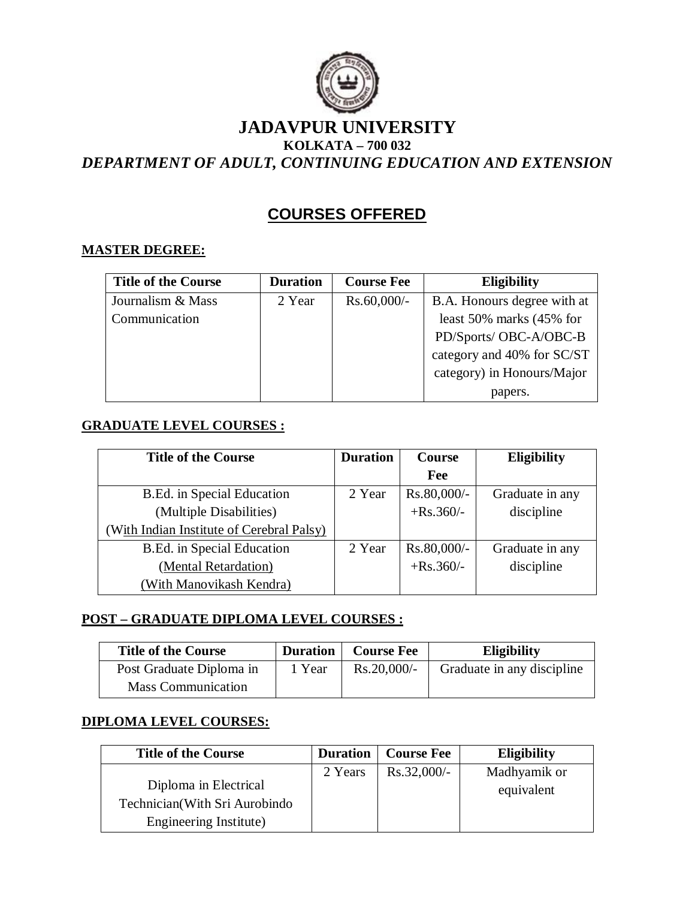# JADAVPUR UNIVERSITY

**KOLKATA – 700 032**

***DEPARTMENT OF ADULT, CONTINUING EDUCATION AND EXTENSION***

## COURSES OFFERED

**MASTER DEGREE:**

| Title of the Course | Duration | Course Fee | Eligibility |
|---|---|---|---|
| Journalism & Mass Communication | 2 Year | Rs.60,000/- | B.A. Honours degree with at least 50% marks (45% for PD/Sports/ OBC-A/OBC-B category and 40% for SC/ST category) in Honours/Major papers. |

**GRADUATE LEVEL COURSES :**

| Title of the Course | Duration | Course Fee | Eligibility |
|---|---|---|---|
| B.Ed. in Special Education (Multiple Disabilities) (With Indian Institute of Cerebral Palsy) | 2 Year | Rs.80,000/- +Rs.360/- | Graduate in any discipline |
| B.Ed. in Special Education (Mental Retardation) (With Manovikash Kendra) | 2 Year | Rs.80,000/- +Rs.360/- | Graduate in any discipline |

**POST – GRADUATE DIPLOMA LEVEL COURSES :**

| Title of the Course | Duration | Course Fee | Eligibility |
|---|---|---|---|
| Post Graduate Diploma in Mass Communication | 1 Year | Rs.20,000/- | Graduate in any discipline |

**DIPLOMA LEVEL COURSES:**

| Title of the Course | Duration | Course Fee | Eligibility |
|---|---|---|---|
| Diploma in Electrical Technician(With Sri Aurobindo Engineering Institute) | 2 Years | Rs.32,000/- | Madhyamik or equivalent |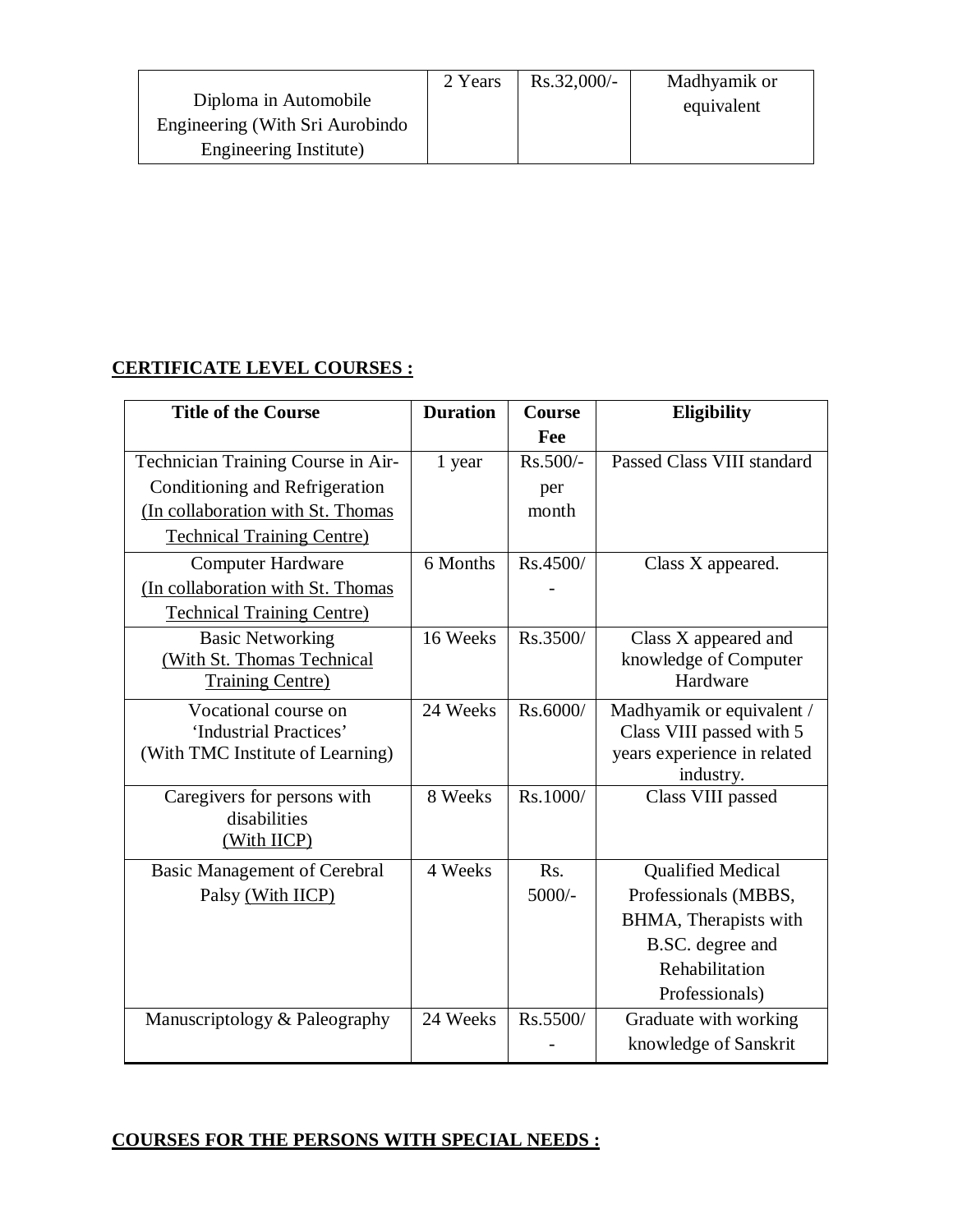| Diploma in Automobile Engineering (With Sri Aurobindo Engineering Institute) | 2 Years | Rs.32,000/- | Madhyamik or equivalent |
|---|---|---|---|

## CERTIFICATE LEVEL COURSES :

| Title of the Course | Duration | Course Fee | Eligibility |
|---|---|---|---|
| Technician Training Course in Air-Conditioning and Refrigeration (In collaboration with St. Thomas Technical Training Centre) | 1 year | Rs.500/- per month | Passed Class VIII standard |
| Computer Hardware (In collaboration with St. Thomas Technical Training Centre) | 6 Months | Rs.4500/- | Class X appeared. |
| Basic Networking (With St. Thomas Technical Training Centre) | 16 Weeks | Rs.3500/ | Class X appeared and knowledge of Computer Hardware |
| Vocational course on 'Industrial Practices' (With TMC Institute of Learning) | 24 Weeks | Rs.6000/ | Madhyamik or equivalent / Class VIII passed with 5 years experience in related industry. |
| Caregivers for persons with disabilities (With IICP) | 8 Weeks | Rs.1000/ | Class VIII passed |
| Basic Management of Cerebral Palsy (With IICP) | 4 Weeks | Rs. 5000/- | Qualified Medical Professionals (MBBS, BHMA, Therapists with B.SC. degree and Rehabilitation Professionals) |
| Manuscriptology & Paleography | 24 Weeks | Rs.5500/- | Graduate with working knowledge of Sanskrit |

## COURSES FOR THE PERSONS WITH SPECIAL NEEDS :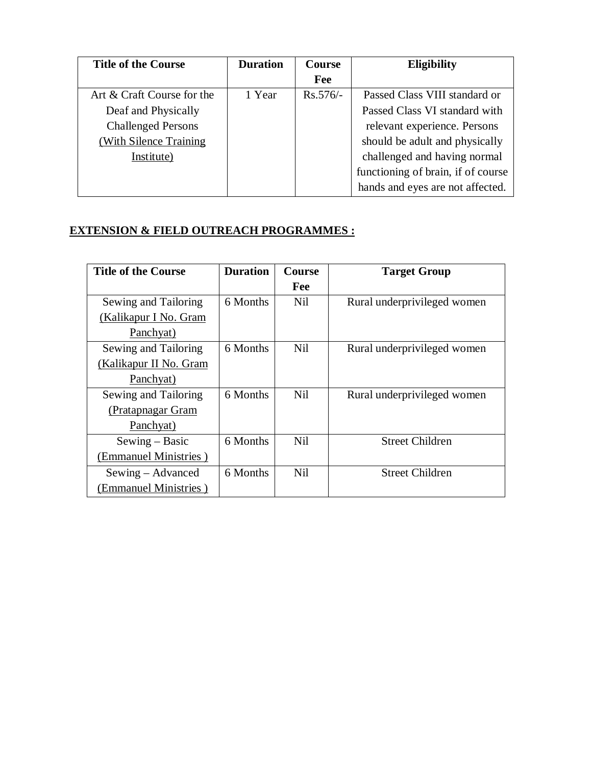| Title of the Course | Duration | Course Fee | Eligibility |
|---|---|---|---|
| Art & Craft Course for the Deaf and Physically Challenged Persons (With Silence Training Institute) | 1 Year | Rs.576/- | Passed Class VIII standard or Passed Class VI standard with relevant experience. Persons should be adult and physically challenged and having normal functioning of brain, if of course hands and eyes are not affected. |

**EXTENSION & FIELD OUTREACH PROGRAMMES :**

| Title of the Course | Duration | Course Fee | Target Group |
|---|---|---|---|
| Sewing and Tailoring (Kalikapur I No. Gram Panchyat) | 6 Months | Nil | Rural underprivileged women |
| Sewing and Tailoring (Kalikapur II No. Gram Panchyat) | 6 Months | Nil | Rural underprivileged women |
| Sewing and Tailoring (Pratapnagar Gram Panchyat) | 6 Months | Nil | Rural underprivileged women |
| Sewing – Basic (Emmanuel Ministries ) | 6 Months | Nil | Street Children |
| Sewing – Advanced (Emmanuel Ministries ) | 6 Months | Nil | Street Children |